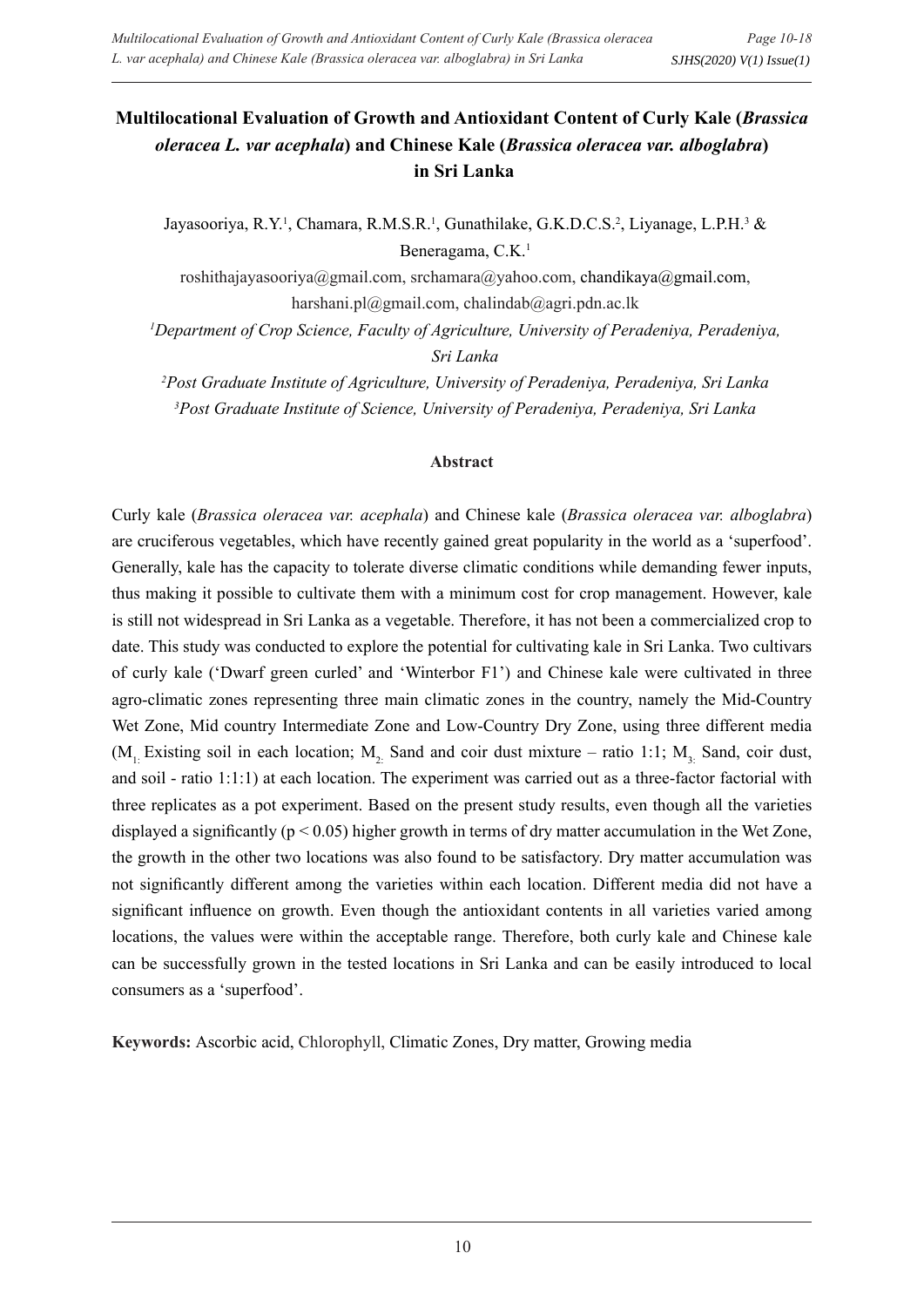# Multilocational Evaluation of Growth and Antioxidant Content of Curly Kale (*Brassica oleracea L. var acephala*) and Chinese Kale (*Brassica oleracea var. alboglabra*) in Sri Lanka

Jayasooriya, R.Y.[1], Chamara, R.M.S.R.[1], Gunathilake, G.K.D.C.S.[2], Liyanage, L.P.H.[3] & Beneragama, C.K.[1]

roshithajayasooriya@gmail.com, srchamara@yahoo.com, chandikaya@gmail.com, harshani.pl@gmail.com, chalindab@agri.pdn.ac.lk

[1]*Department of Crop Science, Faculty of Agriculture, University of Peradeniya, Peradeniya, Sri Lanka*

[2]*Post Graduate Institute of Agriculture, University of Peradeniya, Peradeniya, Sri Lanka*

[3]*Post Graduate Institute of Science, University of Peradeniya, Peradeniya, Sri Lanka*

## Abstract

Curly kale (*Brassica oleracea var. acephala*) and Chinese kale (*Brassica oleracea var. alboglabra*) are cruciferous vegetables, which have recently gained great popularity in the world as a 'superfood'. Generally, kale has the capacity to tolerate diverse climatic conditions while demanding fewer inputs, thus making it possible to cultivate them with a minimum cost for crop management. However, kale is still not widespread in Sri Lanka as a vegetable. Therefore, it has not been a commercialized crop to date. This study was conducted to explore the potential for cultivating kale in Sri Lanka. Two cultivars of curly kale ('Dwarf green curled' and 'Winterbor F1') and Chinese kale were cultivated in three agro-climatic zones representing three main climatic zones in the country, namely the Mid-Country Wet Zone, Mid country Intermediate Zone and Low-Country Dry Zone, using three different media ($M_1$: Existing soil in each location; $M_2$: Sand and coir dust mixture – ratio 1:1; $M_3$: Sand, coir dust, and soil - ratio 1:1:1) at each location. The experiment was carried out as a three-factor factorial with three replicates as a pot experiment. Based on the present study results, even though all the varieties displayed a significantly ($p < 0.05$) higher growth in terms of dry matter accumulation in the Wet Zone, the growth in the other two locations was also found to be satisfactory. Dry matter accumulation was not significantly different among the varieties within each location. Different media did not have a significant influence on growth. Even though the antioxidant contents in all varieties varied among locations, the values were within the acceptable range. Therefore, both curly kale and Chinese kale can be successfully grown in the tested locations in Sri Lanka and can be easily introduced to local consumers as a 'superfood'.

**Keywords:** Ascorbic acid, Chlorophyll, Climatic Zones, Dry matter, Growing media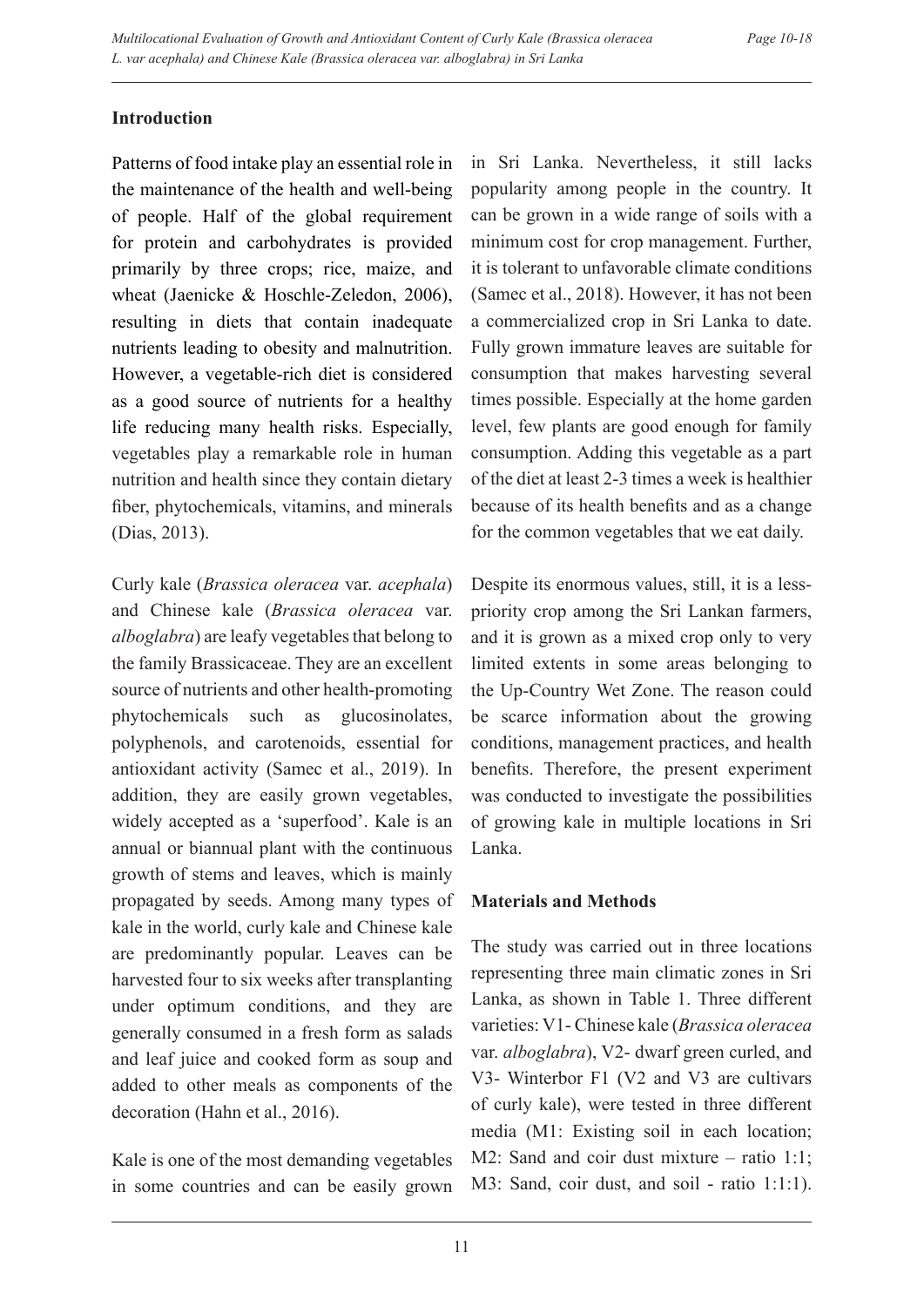## Introduction

Patterns of food intake play an essential role in the maintenance of the health and well-being of people. Half of the global requirement for protein and carbohydrates is provided primarily by three crops; rice, maize, and wheat (Jaenicke & Hoschle-Zeledon, 2006), resulting in diets that contain inadequate nutrients leading to obesity and malnutrition. However, a vegetable-rich diet is considered as a good source of nutrients for a healthy life reducing many health risks. Especially, vegetables play a remarkable role in human nutrition and health since they contain dietary fiber, phytochemicals, vitamins, and minerals (Dias, 2013).

Curly kale (*Brassica oleracea* var. *acephala*) and Chinese kale (*Brassica oleracea* var. *alboglabra*) are leafy vegetables that belong to the family Brassicaceae. They are an excellent source of nutrients and other health-promoting phytochemicals such as glucosinolates, polyphenols, and carotenoids, essential for antioxidant activity (Samec et al., 2019). In addition, they are easily grown vegetables, widely accepted as a 'superfood'. Kale is an annual or biannual plant with the continuous growth of stems and leaves, which is mainly propagated by seeds. Among many types of kale in the world, curly kale and Chinese kale are predominantly popular. Leaves can be harvested four to six weeks after transplanting under optimum conditions, and they are generally consumed in a fresh form as salads and leaf juice and cooked form as soup and added to other meals as components of the decoration (Hahn et al., 2016).

Kale is one of the most demanding vegetables in some countries and can be easily grown in Sri Lanka. Nevertheless, it still lacks popularity among people in the country. It can be grown in a wide range of soils with a minimum cost for crop management. Further, it is tolerant to unfavorable climate conditions (Samec et al., 2018). However, it has not been a commercialized crop in Sri Lanka to date. Fully grown immature leaves are suitable for consumption that makes harvesting several times possible. Especially at the home garden level, few plants are good enough for family consumption. Adding this vegetable as a part of the diet at least 2-3 times a week is healthier because of its health benefits and as a change for the common vegetables that we eat daily.

Despite its enormous values, still, it is a less-priority crop among the Sri Lankan farmers, and it is grown as a mixed crop only to very limited extents in some areas belonging to the Up-Country Wet Zone. The reason could be scarce information about the growing conditions, management practices, and health benefits. Therefore, the present experiment was conducted to investigate the possibilities of growing kale in multiple locations in Sri Lanka.

## Materials and Methods

The study was carried out in three locations representing three main climatic zones in Sri Lanka, as shown in Table 1. Three different varieties: V1- Chinese kale (*Brassica oleracea* var. *alboglabra*), V2- dwarf green curled, and V3- Winterbor F1 (V2 and V3 are cultivars of curly kale), were tested in three different media (M1: Existing soil in each location; M2: Sand and coir dust mixture – ratio 1:1; M3: Sand, coir dust, and soil - ratio 1:1:1).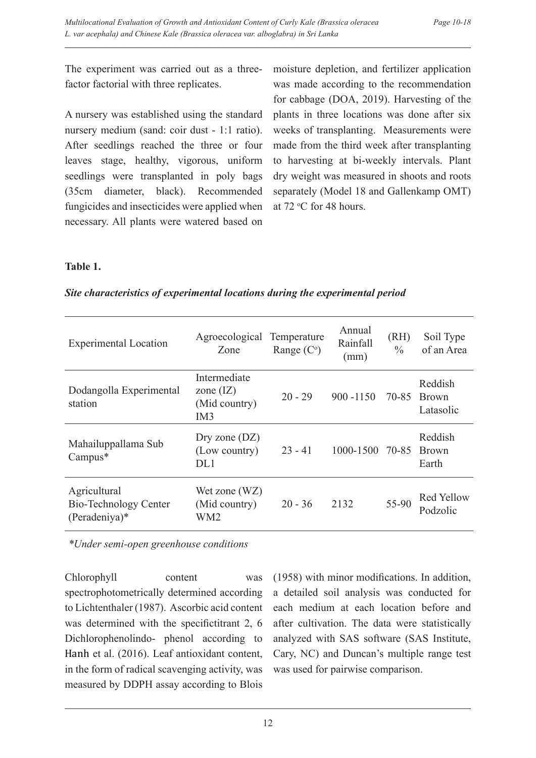The experiment was carried out as a three-factor factorial with three replicates.

A nursery was established using the standard nursery medium (sand: coir dust - 1:1 ratio). After seedlings reached the three or four leaves stage, healthy, vigorous, uniform seedlings were transplanted in poly bags (35cm diameter, black). Recommended fungicides and insecticides were applied when necessary. All plants were watered based on moisture depletion, and fertilizer application was made according to the recommendation for cabbage (DOA, 2019). Harvesting of the plants in three locations was done after six weeks of transplanting. Measurements were made from the third week after transplanting to harvesting at bi-weekly intervals. Plant dry weight was measured in shoots and roots separately (Model 18 and Gallenkamp OMT) at 72 $^{o}$C for 48 hours.

**Table 1.**

***Site characteristics of experimental locations during the experimental period***

| Experimental Location | Agroecological Zone | Temperature Range (C$^{o}$) | Annual Rainfall (mm) | (RH) % | Soil Type of an Area |
|---|---|---|---|---|---|
| Dodangolla Experimental station | Intermediate zone (IZ) (Mid country) IM3 | 20 - 29 | 900 -1150 | 70-85 | Reddish Brown Latasolic |
| Mahailuppallama Sub Campus* | Dry zone (DZ) (Low country) DL1 | 23 - 41 | 1000-1500 | 70-85 | Reddish Brown Earth |
| Agricultural Bio-Technology Center (Peradeniya)* | Wet zone (WZ) (Mid country) WM2 | 20 - 36 | 2132 | 55-90 | Red Yellow Podzolic |

*\*Under semi-open greenhouse conditions*

Chlorophyll content was spectrophotometrically determined according to Lichtenthaler (1987). Ascorbic acid content was determined with the specifictitrant 2, 6 Dichlorophenolindo- phenol according to Hanh et al. (2016). Leaf antioxidant content, in the form of radical scavenging activity, was measured by DDPH assay according to Blois (1958) with minor modifications. In addition, a detailed soil analysis was conducted for each medium at each location before and after cultivation. The data were statistically analyzed with SAS software (SAS Institute, Cary, NC) and Duncan's multiple range test was used for pairwise comparison.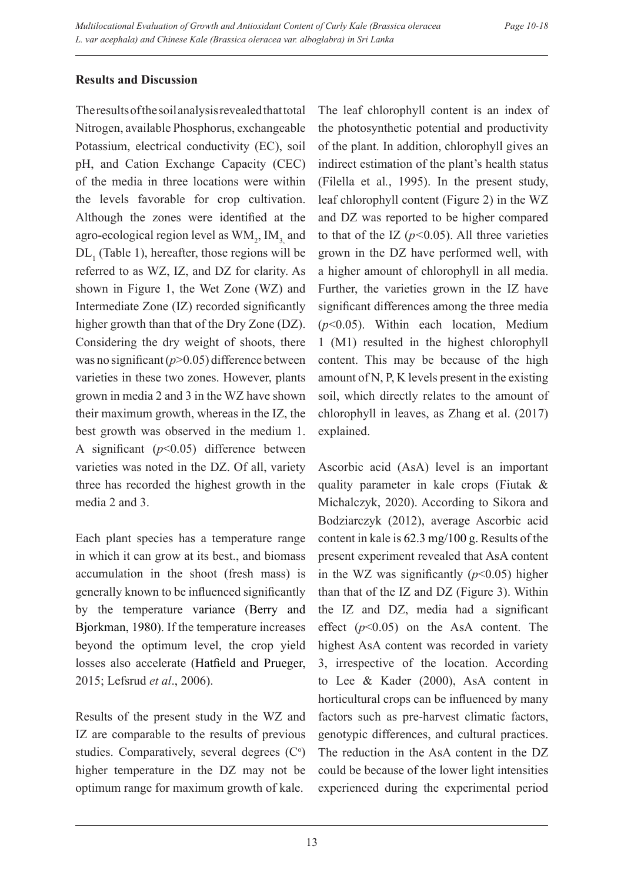## Results and Discussion

The results of the soil analysis revealed that total Nitrogen, available Phosphorus, exchangeable Potassium, electrical conductivity (EC), soil pH, and Cation Exchange Capacity (CEC) of the media in three locations were within the levels favorable for crop cultivation. Although the zones were identified at the agro-ecological region level as $WM_2$, $IM_3$ and $DL_1$ (Table 1), hereafter, those regions will be referred to as WZ, IZ, and DZ for clarity. As shown in Figure 1, the Wet Zone (WZ) and Intermediate Zone (IZ) recorded significantly higher growth than that of the Dry Zone (DZ). Considering the dry weight of shoots, there was no significant ($p>0.05$) difference between varieties in these two zones. However, plants grown in media 2 and 3 in the WZ have shown their maximum growth, whereas in the IZ, the best growth was observed in the medium 1. A significant ($p<0.05$) difference between varieties was noted in the DZ. Of all, variety three has recorded the highest growth in the media 2 and 3.

Each plant species has a temperature range in which it can grow at its best., and biomass accumulation in the shoot (fresh mass) is generally known to be influenced significantly by the temperature variance (Berry and Bjorkman, 1980). If the temperature increases beyond the optimum level, the crop yield losses also accelerate (Hatfield and Prueger, 2015; Lefsrud *et al*., 2006).

Results of the present study in the WZ and IZ are comparable to the results of previous studies. Comparatively, several degrees ($C^o$) higher temperature in the DZ may not be optimum range for maximum growth of kale.

The leaf chlorophyll content is an index of the photosynthetic potential and productivity of the plant. In addition, chlorophyll gives an indirect estimation of the plant's health status (Filella et al., 1995). In the present study, leaf chlorophyll content (Figure 2) in the WZ and DZ was reported to be higher compared to that of the IZ ($p<0.05$). All three varieties grown in the DZ have performed well, with a higher amount of chlorophyll in all media. Further, the varieties grown in the IZ have significant differences among the three media ($p<0.05$). Within each location, Medium 1 (M1) resulted in the highest chlorophyll content. This may be because of the high amount of N, P, K levels present in the existing soil, which directly relates to the amount of chlorophyll in leaves, as Zhang et al. (2017) explained.

Ascorbic acid (AsA) level is an important quality parameter in kale crops (Fiutak & Michalczyk, 2020). According to Sikora and Bodziarczyk (2012), average Ascorbic acid content in kale is 62.3 mg/100 g. Results of the present experiment revealed that AsA content in the WZ was significantly ($p<0.05$) higher than that of the IZ and DZ (Figure 3). Within the IZ and DZ, media had a significant effect ($p<0.05$) on the AsA content. The highest AsA content was recorded in variety 3, irrespective of the location. According to Lee & Kader (2000), AsA content in horticultural crops can be influenced by many factors such as pre-harvest climatic factors, genotypic differences, and cultural practices. The reduction in the AsA content in the DZ could be because of the lower light intensities experienced during the experimental period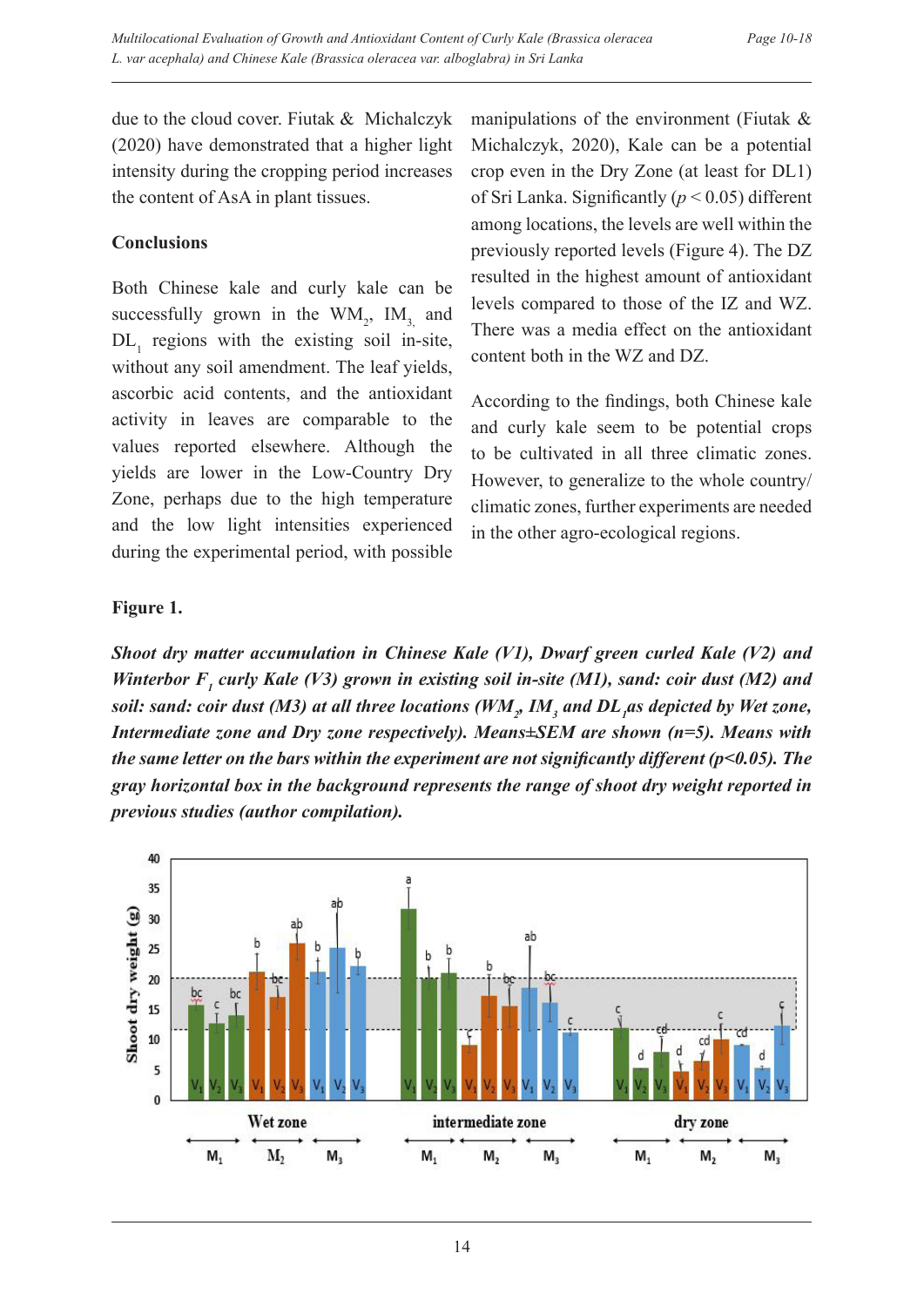due to the cloud cover. Fiutak & Michalczyk (2020) have demonstrated that a higher light intensity during the cropping period increases the content of AsA in plant tissues.

## Conclusions

Both Chinese kale and curly kale can be successfully grown in the $WM_2$, $IM_3$ and $DL_1$ regions with the existing soil in-site, without any soil amendment. The leaf yields, ascorbic acid contents, and the antioxidant activity in leaves are comparable to the values reported elsewhere. Although the yields are lower in the Low-Country Dry Zone, perhaps due to the high temperature and the low light intensities experienced during the experimental period, with possible manipulations of the environment (Fiutak & Michalczyk, 2020), Kale can be a potential crop even in the Dry Zone (at least for DL1) of Sri Lanka. Significantly ($p < 0.05$) different among locations, the levels are well within the previously reported levels (Figure 4). The DZ resulted in the highest amount of antioxidant levels compared to those of the IZ and WZ. There was a media effect on the antioxidant content both in the WZ and DZ.

According to the findings, both Chinese kale and curly kale seem to be potential crops to be cultivated in all three climatic zones. However, to generalize to the whole country/climatic zones, further experiments are needed in the other agro-ecological regions.

**Figure 1.**

***Shoot dry matter accumulation in Chinese Kale (V1), Dwarf green curled Kale (V2) and Winterbor $F_1$ curly Kale (V3) grown in existing soil in-site (M1), sand: coir dust (M2) and soil: sand: coir dust (M3) at all three locations ($WM_2$, $IM_3$ and $DL_1$ as depicted by Wet zone, Intermediate zone and Dry zone respectively). Means±SEM are shown (n=5). Means with the same letter on the bars within the experiment are not significantly different (p<0.05). The gray horizontal box in the background represents the range of shoot dry weight reported in previous studies (author compilation).***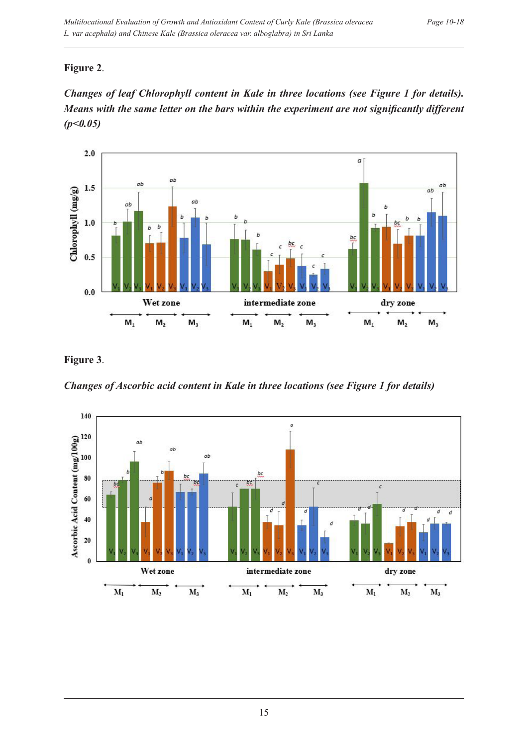**Figure 2**.

***Changes of leaf Chlorophyll content in Kale in three locations (see Figure 1 for details). Means with the same letter on the bars within the experiment are not significantly different (p<0.05)***

**Figure 3**.

***Changes of Ascorbic acid content in Kale in three locations (see Figure 1 for details)***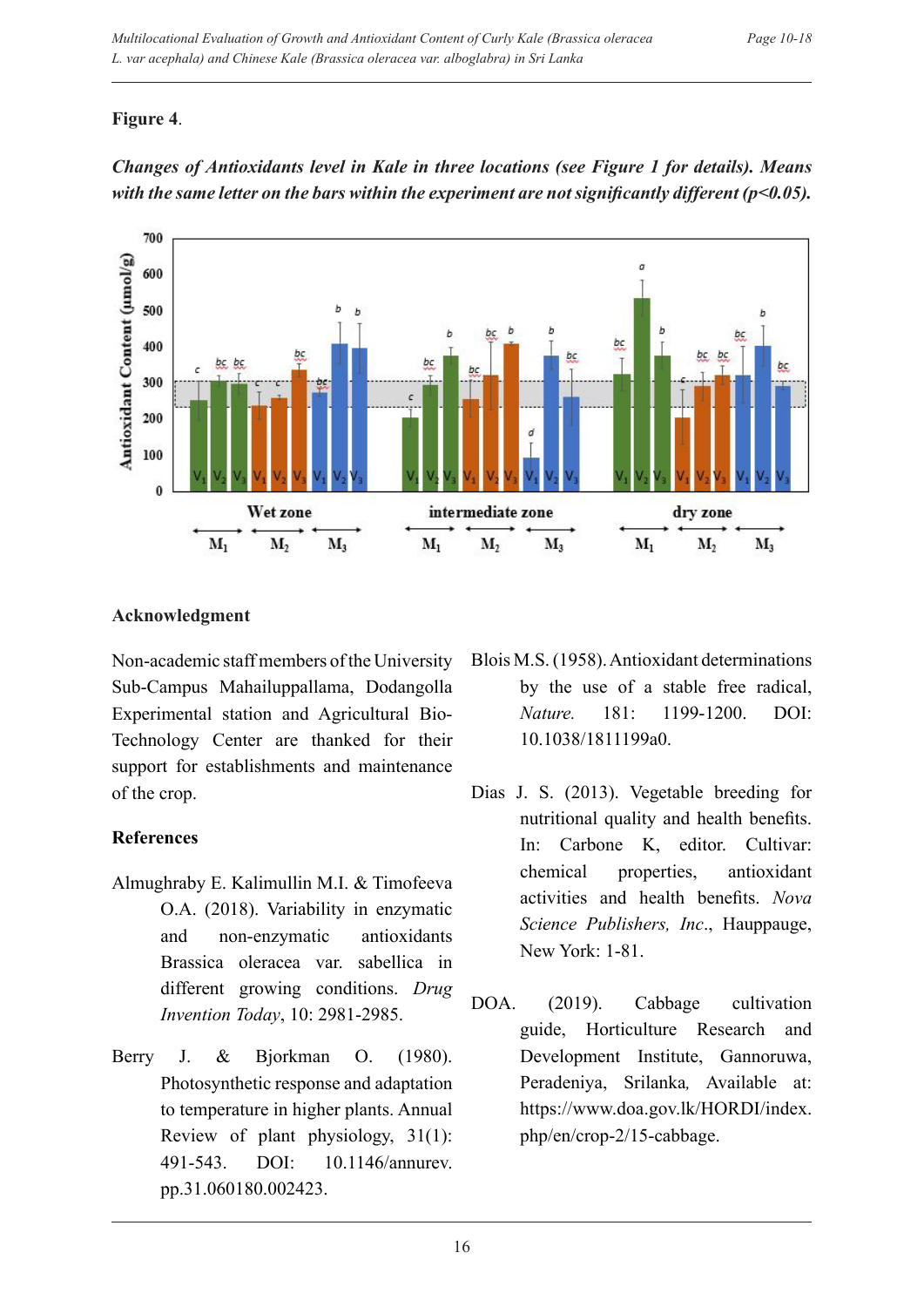**Figure 4**.

***Changes of Antioxidants level in Kale in three locations (see Figure 1 for details). Means with the same letter on the bars within the experiment are not significantly different (p<0.05).***

## Acknowledgment

Non-academic staff members of the University Sub-Campus Mahailuppallama, Dodangolla Experimental station and Agricultural Bio-Technology Center are thanked for their support for establishments and maintenance of the crop.

## References

Almughraby E. Kalimullin M.I. & Timofeeva O.A. (2018). Variability in enzymatic and non-enzymatic antioxidants Brassica oleracea var. sabellica in different growing conditions. *Drug Invention Today*, 10: 2981-2985.

Berry J. & Bjorkman O. (1980). Photosynthetic response and adaptation to temperature in higher plants. Annual Review of plant physiology, 31(1): 491-543. DOI: 10.1146/annurev.pp.31.060180.002423.

Blois M.S. (1958). Antioxidant determinations by the use of a stable free radical, *Nature.* 181: 1199-1200. DOI: 10.1038/1811199a0.

Dias J. S. (2013). Vegetable breeding for nutritional quality and health benefits. In: Carbone K, editor. Cultivar: chemical properties, antioxidant activities and health benefits. *Nova Science Publishers, Inc*., Hauppauge, New York: 1-81.

DOA. (2019). Cabbage cultivation guide, Horticulture Research and Development Institute, Gannoruwa, Peradeniya, Srilanka*,* Available at: https://www.doa.gov.lk/HORDI/index.php/en/crop-2/15-cabbage.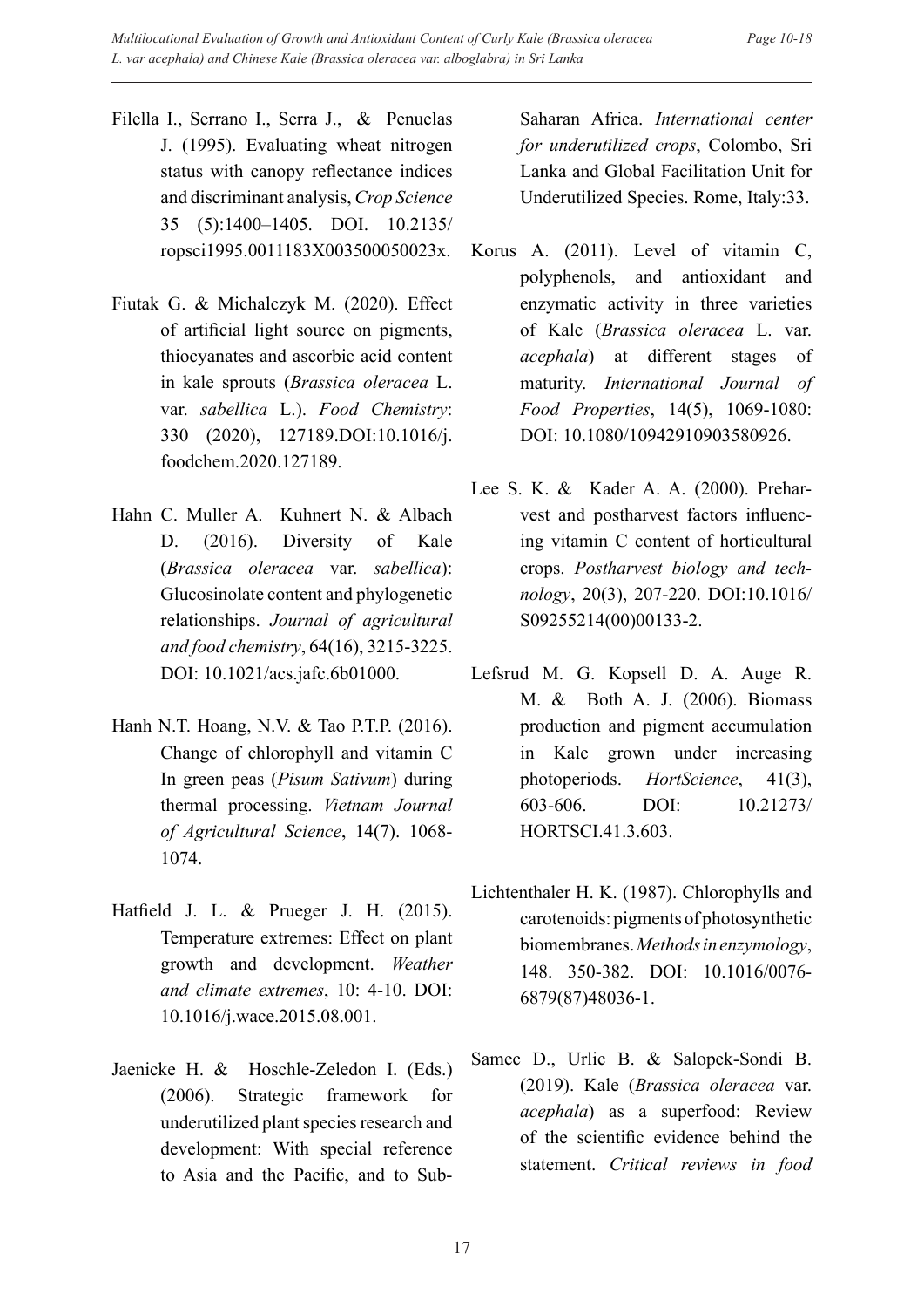Filella I., Serrano I., Serra J., & Penuelas J. (1995). Evaluating wheat nitrogen status with canopy reflectance indices and discriminant analysis, *Crop Science* 35 (5):1400–1405. DOI. 10.2135/ropsci1995.0011183X003500050023x.

Fiutak G. & Michalczyk M. (2020). Effect of artificial light source on pigments, thiocyanates and ascorbic acid content in kale sprouts (*Brassica oleracea* L. var. *sabellica* L.). *Food Chemistry*: 330 (2020), 127189.DOI:10.1016/j.foodchem.2020.127189.

Hahn C. Muller A. Kuhnert N. & Albach D. (2016). Diversity of Kale (*Brassica oleracea* var. *sabellica*): Glucosinolate content and phylogenetic relationships. *Journal of agricultural and food chemistry*, 64(16), 3215-3225. DOI: 10.1021/acs.jafc.6b01000.

Hanh N.T. Hoang, N.V. & Tao P.T.P. (2016). Change of chlorophyll and vitamin C In green peas (*Pisum Sativum*) during thermal processing. *Vietnam Journal of Agricultural Science*, 14(7). 1068-1074.

Hatfield J. L. & Prueger J. H. (2015). Temperature extremes: Effect on plant growth and development. *Weather and climate extremes*, 10: 4-10. DOI: 10.1016/j.wace.2015.08.001.

Jaenicke H. & Hoschle-Zeledon I. (Eds.) (2006). Strategic framework for underutilized plant species research and development: With special reference to Asia and the Pacific, and to Sub-Saharan Africa. *International center for underutilized crops*, Colombo, Sri Lanka and Global Facilitation Unit for Underutilized Species. Rome, Italy:33.

Korus A. (2011). Level of vitamin C, polyphenols, and antioxidant and enzymatic activity in three varieties of Kale (*Brassica oleracea* L. var. *acephala*) at different stages of maturity. *International Journal of Food Properties*, 14(5), 1069-1080: DOI: 10.1080/10942910903580926.

Lee S. K. & Kader A. A. (2000). Preharvest and postharvest factors influencing vitamin C content of horticultural crops. *Postharvest biology and technology*, 20(3), 207-220. DOI:10.1016/S09255214(00)00133-2.

Lefsrud M. G. Kopsell D. A. Auge R. M. & Both A. J. (2006). Biomass production and pigment accumulation in Kale grown under increasing photoperiods. *HortScience*, 41(3), 603-606. DOI: 10.21273/HORTSCI.41.3.603.

Lichtenthaler H. K. (1987). Chlorophylls and carotenoids: pigments of photosynthetic biomembranes. *Methods in enzymology*, 148. 350-382. DOI: 10.1016/0076-6879(87)48036-1.

Samec D., Urlic B. & Salopek-Sondi B. (2019). Kale (*Brassica oleracea* var. *acephala*) as a superfood: Review of the scientific evidence behind the statement. *Critical reviews in food*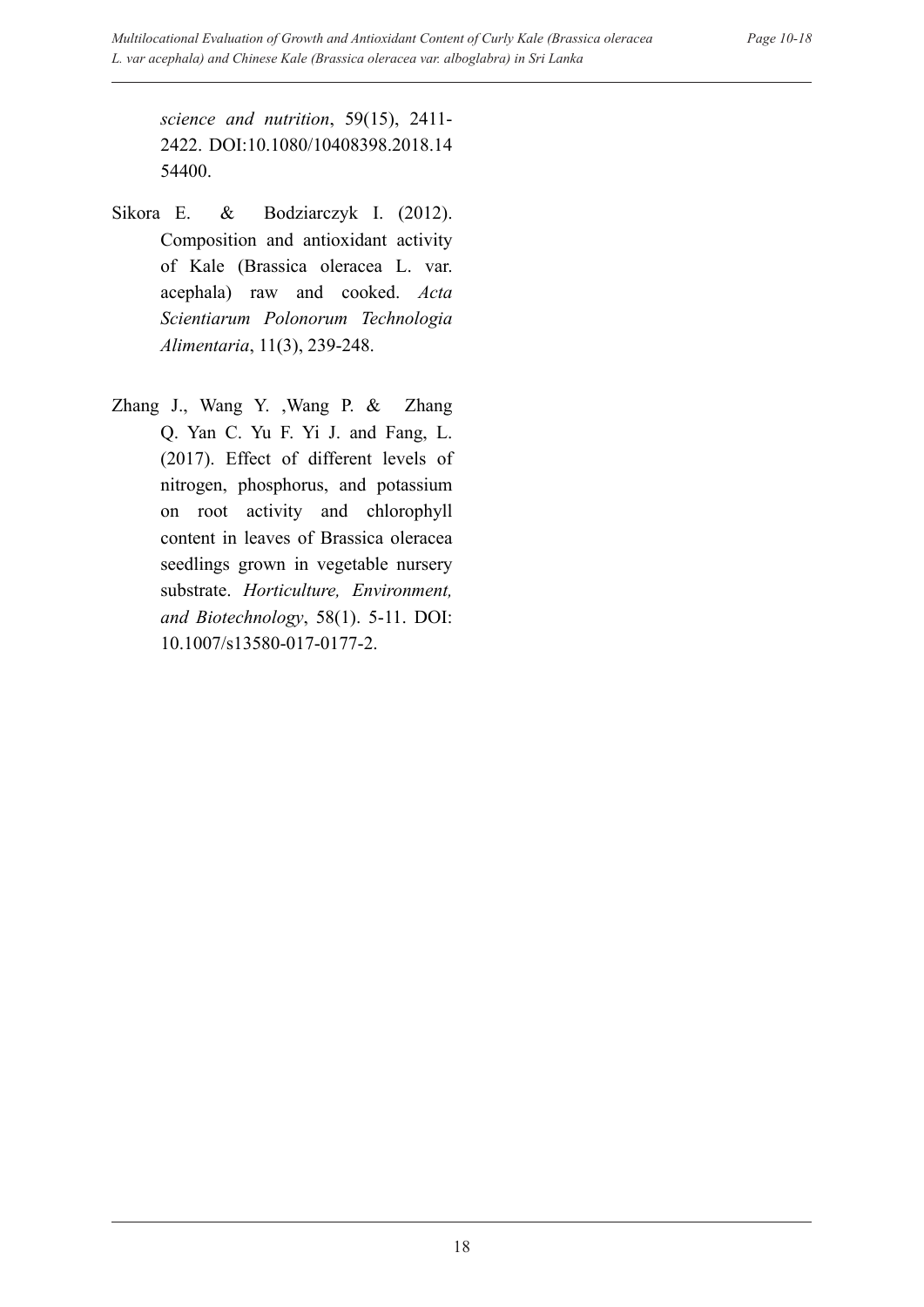*science and nutrition*, 59(15), 2411-2422. DOI:10.1080/10408398.2018.1454400.

Sikora E. & Bodziarczyk I. (2012). Composition and antioxidant activity of Kale (Brassica oleracea L. var. acephala) raw and cooked. *Acta Scientiarum Polonorum Technologia Alimentaria*, 11(3), 239-248.

Zhang J., Wang Y. ,Wang P. & Zhang Q. Yan C. Yu F. Yi J. and Fang, L. (2017). Effect of different levels of nitrogen, phosphorus, and potassium on root activity and chlorophyll content in leaves of Brassica oleracea seedlings grown in vegetable nursery substrate. *Horticulture, Environment, and Biotechnology*, 58(1). 5-11. DOI: 10.1007/s13580-017-0177-2.